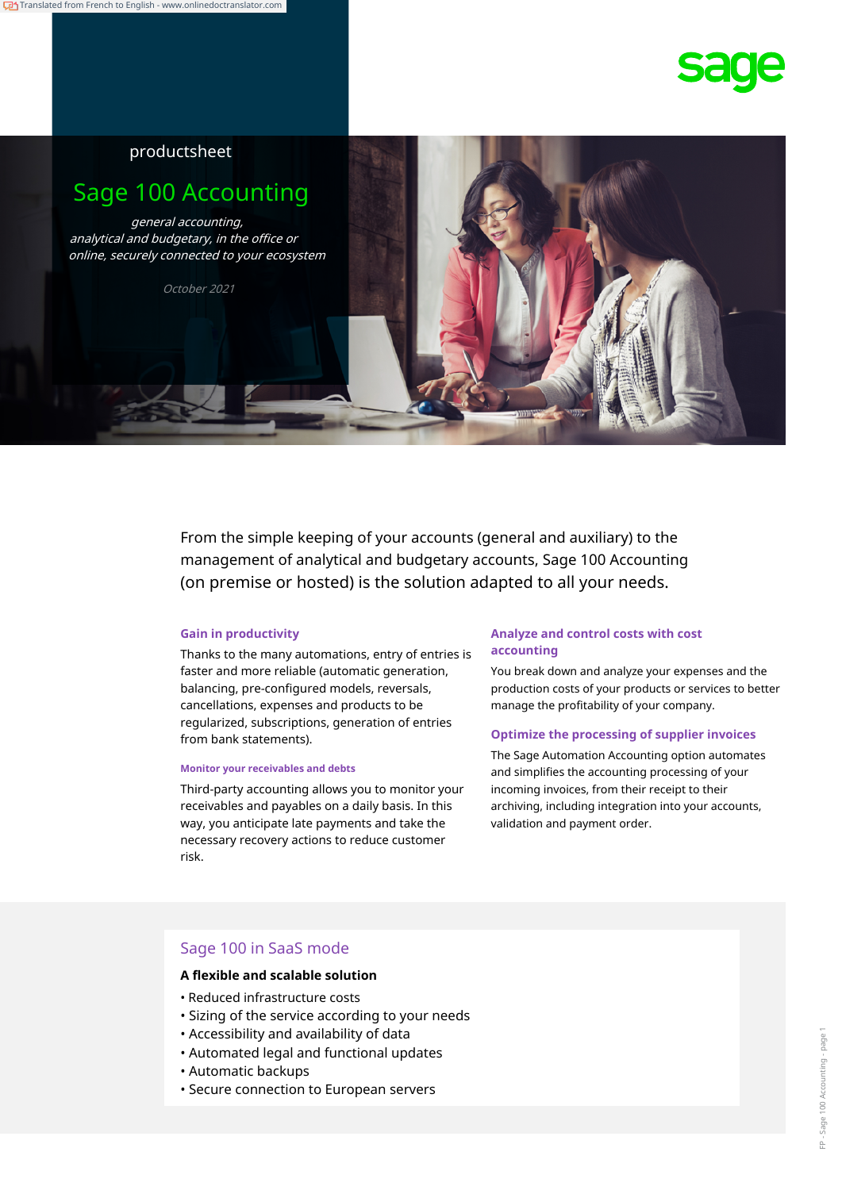productsheet

# Sage 100 Accounting

*general accounting, analytical and budgetary, in the office or online, securely connected to your ecosystem*

*October 2021*

From the simple keeping of your accounts (general and auxiliary) to the management of analytical and budgetary accounts, Sage 100 Accounting (on premise or hosted) is the solution adapted to all your needs.

### Gain in productivity

Thanks to the many automations, entry of entries is faster and more reliable (automatic generation, balancing, pre-configured models, reversals, cancellations, expenses and products to be regularized, subscriptions, generation of entries from bank statements).

#### Monitor your receivables and debts

Third-party accounting allows you to monitor your receivables and payables on a daily basis. In this way, you anticipate late payments and take the necessary recovery actions to reduce customer risk.

### Analyze and control costs with cost accounting

You break down and analyze your expenses and the production costs of your products or services to better manage the profitability of your company.

### Optimize the processing of supplier invoices

The Sage Automation Accounting option automates and simplifies the accounting processing of your incoming invoices, from their receipt to their archiving, including integration into your accounts, validation and payment order.

## Sage 100 in SaaS mode

**A flexible and scalable solution**

- Reduced infrastructure costs
- Sizing of the service according to your needs
- Accessibility and availability of data
- Automated legal and functional updates
- Automatic backups
- Secure connection to European servers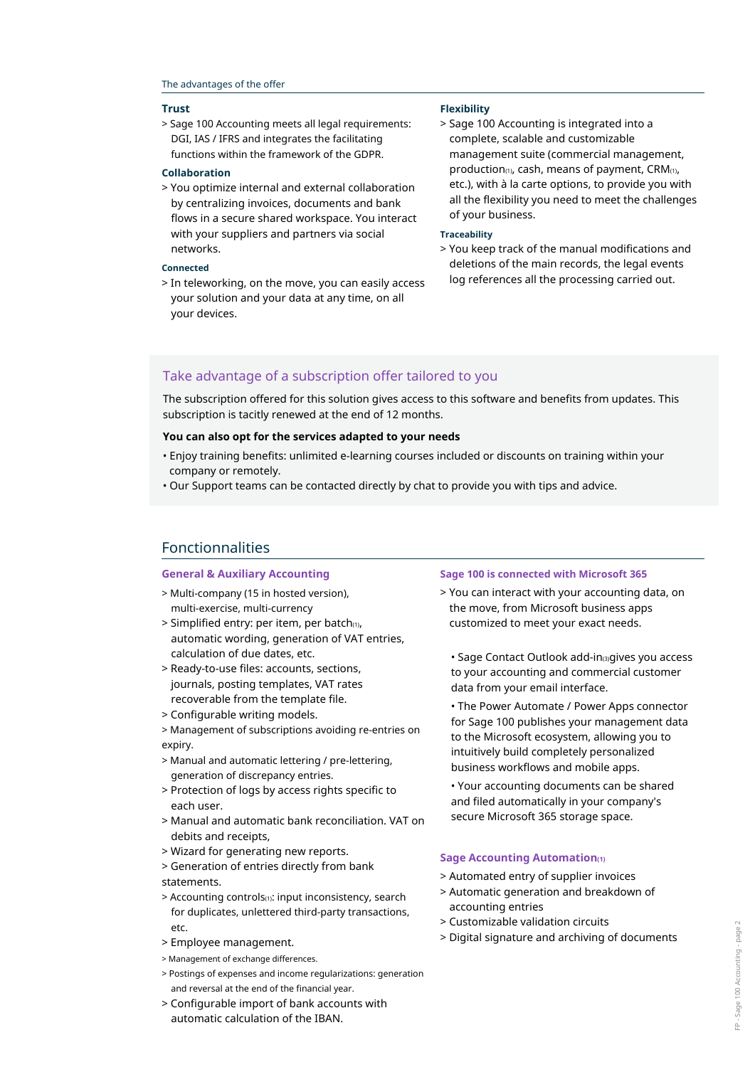## The advantages of the offer

### Trust

> Sage 100 Accounting meets all legal requirements: DGI, IAS / IFRS and integrates the facilitating functions within the framework of the GDPR.

### Collaboration

> You optimize internal and external collaboration by centralizing invoices, documents and bank flows in a secure shared workspace. You interact with your suppliers and partners via social networks.

### Connected

> In teleworking, on the move, you can easily access your solution and your data at any time, on all your devices.

### Flexibility

> Sage 100 Accounting is integrated into a complete, scalable and customizable management suite (commercial management, production(1), cash, means of payment, CRM(1), etc.), with à la carte options, to provide you with all the flexibility you need to meet the challenges of your business.

### Traceability

> You keep track of the manual modifications and deletions of the main records, the legal events log references all the processing carried out.

## Take advantage of a subscription offer tailored to you

The subscription offered for this solution gives access to this software and benefits from updates. This subscription is tacitly renewed at the end of 12 months.

**You can also opt for the services adapted to your needs**

- Enjoy training benefits: unlimited e-learning courses included or discounts on training within your company or remotely.
- Our Support teams can be contacted directly by chat to provide you with tips and advice.

## Fonctionnalities

### General & Auxiliary Accounting

> Multi-company (15 in hosted version), multi-exercise, multi-currency
> Simplified entry: per item, per batch(1), automatic wording, generation of VAT entries, calculation of due dates, etc.
> Ready-to-use files: accounts, sections, journals, posting templates, VAT rates recoverable from the template file.
> Configurable writing models.
> Management of subscriptions avoiding re-entries on expiry.
> Manual and automatic lettering / pre-lettering, generation of discrepancy entries.
> Protection of logs by access rights specific to each user.
> Manual and automatic bank reconciliation. VAT on debits and receipts,
> Wizard for generating new reports.
> Generation of entries directly from bank statements.
> Accounting controls(1): input inconsistency, search for duplicates, unlettered third-party transactions, etc.
> Employee management.
> Management of exchange differences.
> Postings of expenses and income regularizations: generation and reversal at the end of the financial year.
> Configurable import of bank accounts with automatic calculation of the IBAN.

### Sage 100 is connected with Microsoft 365

> You can interact with your accounting data, on the move, from Microsoft business apps customized to meet your exact needs.

- Sage Contact Outlook add-in(3) gives you access to your accounting and commercial customer data from your email interface.
- The Power Automate / Power Apps connector for Sage 100 publishes your management data to the Microsoft ecosystem, allowing you to intuitively build completely personalized business workflows and mobile apps.
- Your accounting documents can be shared and filed automatically in your company's secure Microsoft 365 storage space.

### Sage Accounting Automation(1)

> Automated entry of supplier invoices
> Automatic generation and breakdown of accounting entries
> Customizable validation circuits
> Digital signature and archiving of documents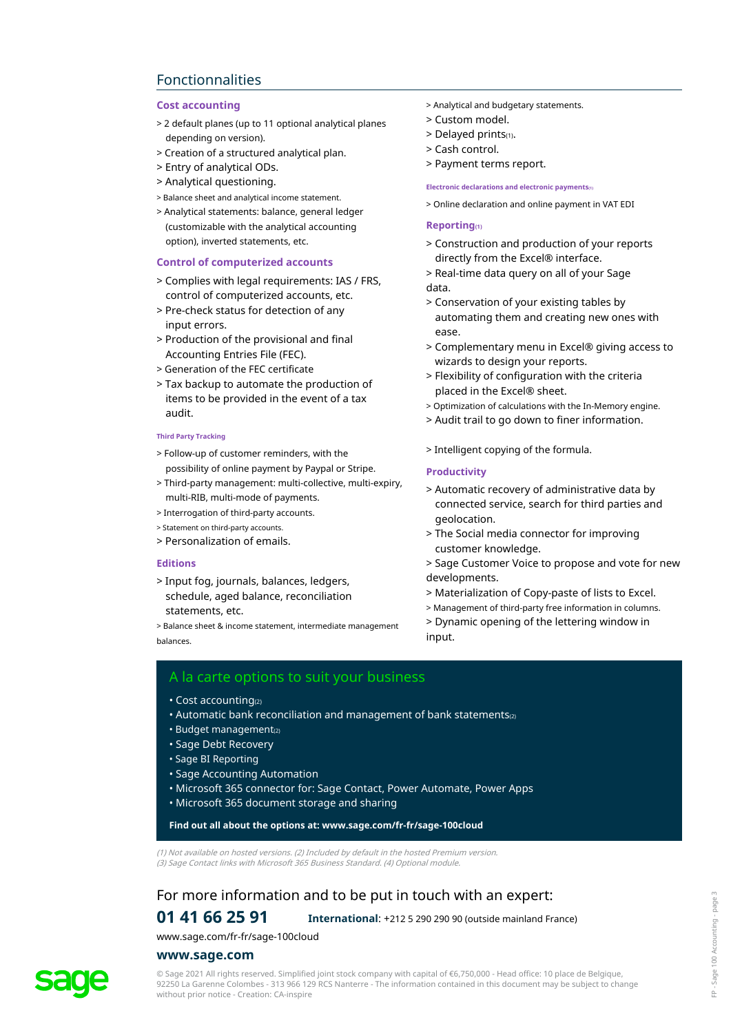## Fonctionnalities

### Cost accounting

> 2 default planes (up to 11 optional analytical planes depending on version).
> Creation of a structured analytical plan.
> Entry of analytical ODs.
> Analytical questioning.
> Balance sheet and analytical income statement.
> Analytical statements: balance, general ledger (customizable with the analytical accounting option), inverted statements, etc.

### Control of computerized accounts

> Complies with legal requirements: IAS / FRS, control of computerized accounts, etc.
> Pre-check status for detection of any input errors.
> Production of the provisional and final Accounting Entries File (FEC).
> Generation of the FEC certificate
> Tax backup to automate the production of items to be provided in the event of a tax audit.

### Third Party Tracking

> Follow-up of customer reminders, with the possibility of online payment by Paypal or Stripe.
> Third-party management: multi-collective, multi-expiry, multi-RIB, multi-mode of payments.
> Interrogation of third-party accounts.
> Statement on third-party accounts.
> Personalization of emails.

### Editions

> Input fog, journals, balances, ledgers, schedule, aged balance, reconciliation statements, etc.
> Balance sheet & income statement, intermediate management balances.
> Analytical and budgetary statements.
> Custom model.
> Delayed prints(1).
> Cash control.
> Payment terms report.

### Electronic declarations and electronic payments(1)

> Online declaration and online payment in VAT EDI

### Reporting(1)

> Construction and production of your reports directly from the Excel® interface.
> Real-time data query on all of your Sage data.
> Conservation of your existing tables by automating them and creating new ones with ease.
> Complementary menu in Excel® giving access to wizards to design your reports.
> Flexibility of configuration with the criteria placed in the Excel® sheet.
> Optimization of calculations with the In-Memory engine.
> Audit trail to go down to finer information.

> Intelligent copying of the formula.

### Productivity

> Automatic recovery of administrative data by connected service, search for third parties and geolocation.
> The Social media connector for improving customer knowledge.
> Sage Customer Voice to propose and vote for new developments.
> Materialization of Copy-paste of lists to Excel.
> Management of third-party free information in columns.
> Dynamic opening of the lettering window in input.

## A la carte options to suit your business

- Cost accounting(2)
- Automatic bank reconciliation and management of bank statements(2)
- Budget management(2)
- Sage Debt Recovery
- Sage BI Reporting
- Sage Accounting Automation
- Microsoft 365 connector for: Sage Contact, Power Automate, Power Apps
- Microsoft 365 document storage and sharing

**Find out all about the options at: www.sage.com/fr-fr/sage-100cloud**

*(1) Not available on hosted versions. (2) Included by default in the hosted Premium version.*
*(3) Sage Contact links with Microsoft 365 Business Standard. (4) Optional module.*

## For more information and to be put in touch with an expert:

**01 41 66 25 91** **International**: +212 5 290 290 90 (outside mainland France)

www.sage.com/fr-fr/sage-100cloud

**www.sage.com**

© Sage 2021 All rights reserved. Simplified joint stock company with capital of €6,750,000 - Head office: 10 place de Belgique, 92250 La Garenne Colombes - 313 966 129 RCS Nanterre - The information contained in this document may be subject to change without prior notice - Creation: CA-inspire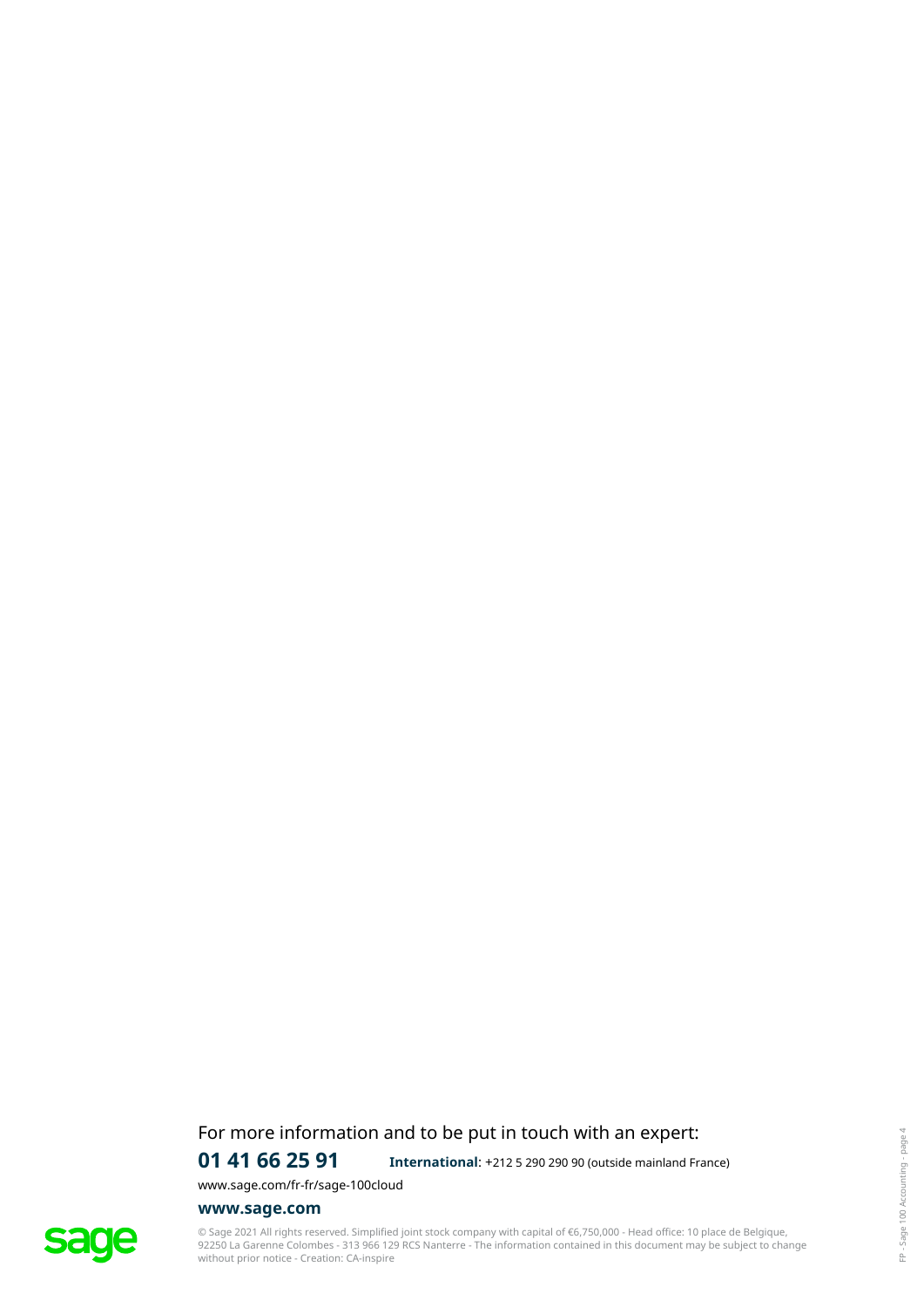For more information and to be put in touch with an expert:

**01 41 66 25 91** **International**: +212 5 290 290 90 (outside mainland France)

www.sage.com/fr-fr/sage-100cloud

**www.sage.com**

© Sage 2021 All rights reserved. Simplified joint stock company with capital of €6,750,000 - Head office: 10 place de Belgique, 92250 La Garenne Colombes - 313 966 129 RCS Nanterre - The information contained in this document may be subject to change without prior notice - Creation: CA-inspire